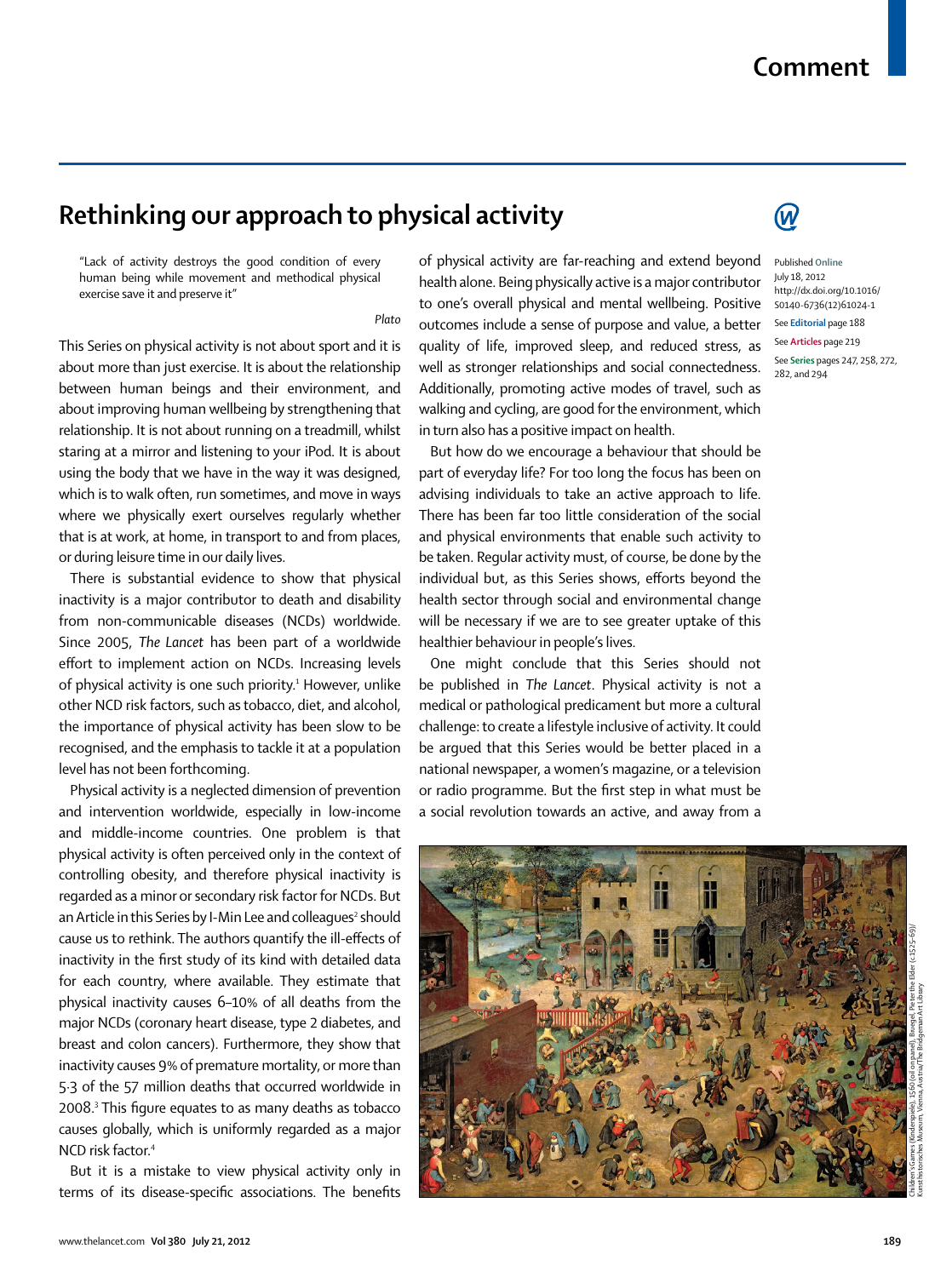# Rethinking our approach to physical activity

> "Lack of activity destroys the good condition of every human being while movement and methodical physical exercise save it and preserve it"
>
> *Plato*

This Series on physical activity is not about sport and it is about more than just exercise. It is about the relationship between human beings and their environment, and about improving human wellbeing by strengthening that relationship. It is not about running on a treadmill, whilst staring at a mirror and listening to your iPod. It is about using the body that we have in the way it was designed, which is to walk often, run sometimes, and move in ways where we physically exert ourselves regularly whether that is at work, at home, in transport to and from places, or during leisure time in our daily lives.

There is substantial evidence to show that physical inactivity is a major contributor to death and disability from non-communicable diseases (NCDs) worldwide. Since 2005, *The Lancet* has been part of a worldwide effort to implement action on NCDs. Increasing levels of physical activity is one such priority.[1] However, unlike other NCD risk factors, such as tobacco, diet, and alcohol, the importance of physical activity has been slow to be recognised, and the emphasis to tackle it at a population level has not been forthcoming.

Physical activity is a neglected dimension of prevention and intervention worldwide, especially in low-income and middle-income countries. One problem is that physical activity is often perceived only in the context of controlling obesity, and therefore physical inactivity is regarded as a minor or secondary risk factor for NCDs. But an Article in this Series by I-Min Lee and colleagues[2] should cause us to rethink. The authors quantify the ill-effects of inactivity in the first study of its kind with detailed data for each country, where available. They estimate that physical inactivity causes 6–10% of all deaths from the major NCDs (coronary heart disease, type 2 diabetes, and breast and colon cancers). Furthermore, they show that inactivity causes 9% of premature mortality, or more than 5·3 of the 57 million deaths that occurred worldwide in 2008.[3] This figure equates to as many deaths as tobacco causes globally, which is uniformly regarded as a major NCD risk factor.[4]

But it is a mistake to view physical activity only in terms of its disease-specific associations. The benefits of physical activity are far-reaching and extend beyond health alone. Being physically active is a major contributor to one's overall physical and mental wellbeing. Positive outcomes include a sense of purpose and value, a better quality of life, improved sleep, and reduced stress, as well as stronger relationships and social connectedness. Additionally, promoting active modes of travel, such as walking and cycling, are good for the environment, which in turn also has a positive impact on health.

But how do we encourage a behaviour that should be part of everyday life? For too long the focus has been on advising individuals to take an active approach to life. There has been far too little consideration of the social and physical environments that enable such activity to be taken. Regular activity must, of course, be done by the individual but, as this Series shows, efforts beyond the health sector through social and environmental change will be necessary if we are to see greater uptake of this healthier behaviour in people's lives.

One might conclude that this Series should not be published in *The Lancet*. Physical activity is not a medical or pathological predicament but more a cultural challenge: to create a lifestyle inclusive of activity. It could be argued that this Series would be better placed in a national newspaper, a women's magazine, or a television or radio programme. But the first step in what must be a social revolution towards an active, and away from a

Published **Online** July 18, 2012 http://dx.doi.org/10.1016/S0140-6736(12)61024-1

See **Editorial** page 188

See **Articles** page 219

See **Series** pages 247, 258, 272, 282, and 294

Children's Games (Kinderspiele), 1560 (oil on panel), Bruegel, Pieter the Elder (c.1525–69)/ Kunsthistorisches Museum, Vienna, Austria/The Bridgeman Art Library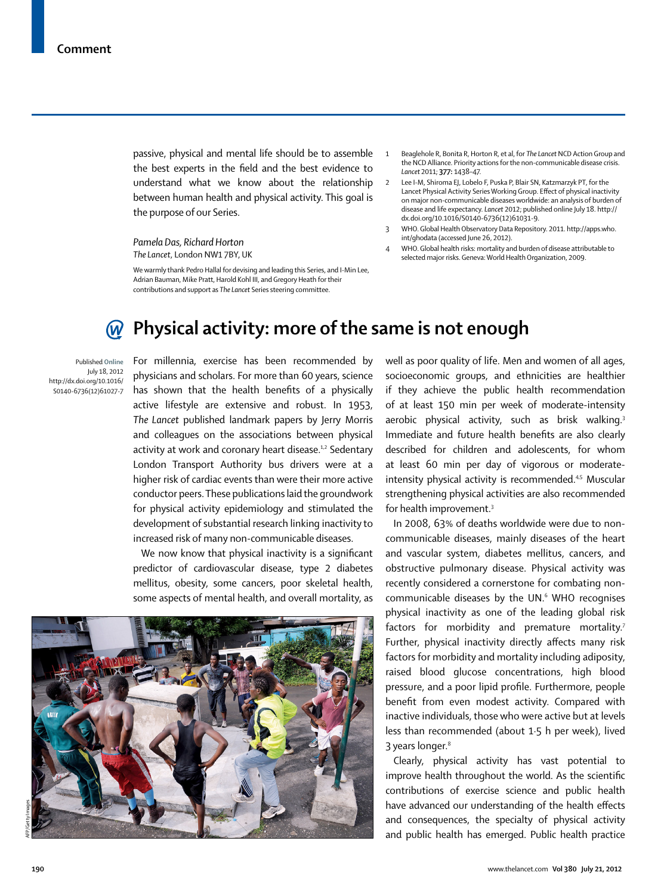passive, physical and mental life should be to assemble the best experts in the field and the best evidence to understand what we know about the relationship between human health and physical activity. This goal is the purpose of our Series.

*Pamela Das, Richard Horton*
*The Lancet*, London NW1 7BY, UK

We warmly thank Pedro Hallal for devising and leading this Series, and I-Min Lee, Adrian Bauman, Mike Pratt, Harold Kohl III, and Gregory Heath for their contributions and support as *The Lancet* Series steering committee.

1. Beaglehole R, Bonita R, Horton R, et al, for *The Lancet* NCD Action Group and the NCD Alliance. Priority actions for the non-communicable disease crisis. *Lancet* 2011; **377:** 1438–47.
2. Lee I-M, Shiroma EJ, Lobelo F, Puska P, Blair SN, Katzmarzyk PT, for the Lancet Physical Activity Series Working Group. Effect of physical inactivity on major non-communicable diseases worldwide: an analysis of burden of disease and life expectancy. *Lancet* 2012; published online July 18. http://dx.doi.org/10.1016/S0140-6736(12)61031-9.
3. WHO. Global Health Observatory Data Repository. 2011. http://apps.who.int/ghodata (accessed June 26, 2012).
4. WHO. Global health risks: mortality and burden of disease attributable to selected major risks. Geneva: World Health Organization, 2009.

# Physical activity: more of the same is not enough

Published **Online** July 18, 2012 http://dx.doi.org/10.1016/S0140-6736(12)61027-7

For millennia, exercise has been recommended by physicians and scholars. For more than 60 years, science has shown that the health benefits of a physically active lifestyle are extensive and robust. In 1953, *The Lancet* published landmark papers by Jerry Morris and colleagues on the associations between physical activity at work and coronary heart disease.[1,2] Sedentary London Transport Authority bus drivers were at a higher risk of cardiac events than were their more active conductor peers. These publications laid the groundwork for physical activity epidemiology and stimulated the development of substantial research linking inactivity to increased risk of many non-communicable diseases.

We now know that physical inactivity is a significant predictor of cardiovascular disease, type 2 diabetes mellitus, obesity, some cancers, poor skeletal health, some aspects of mental health, and overall mortality, as well as poor quality of life. Men and women of all ages, socioeconomic groups, and ethnicities are healthier if they achieve the public health recommendation of at least 150 min per week of moderate-intensity aerobic physical activity, such as brisk walking.[3] Immediate and future health benefits are also clearly described for children and adolescents, for whom at least 60 min per day of vigorous or moderate-intensity physical activity is recommended.[4,5] Muscular strengthening physical activities are also recommended for health improvement.[3]

AFP/Getty Images

In 2008, 63% of deaths worldwide were due to non-communicable diseases, mainly diseases of the heart and vascular system, diabetes mellitus, cancers, and obstructive pulmonary disease. Physical activity was recently considered a cornerstone for combating non-communicable diseases by the UN.[6] WHO recognises physical inactivity as one of the leading global risk factors for morbidity and premature mortality.[7] Further, physical inactivity directly affects many risk factors for morbidity and mortality including adiposity, raised blood glucose concentrations, high blood pressure, and a poor lipid profile. Furthermore, people benefit from even modest activity. Compared with inactive individuals, those who were active but at levels less than recommended (about 1·5 h per week), lived 3 years longer.[8]

Clearly, physical activity has vast potential to improve health throughout the world. As the scientific contributions of exercise science and public health have advanced our understanding of the health effects and consequences, the specialty of physical activity and public health has emerged. Public health practice